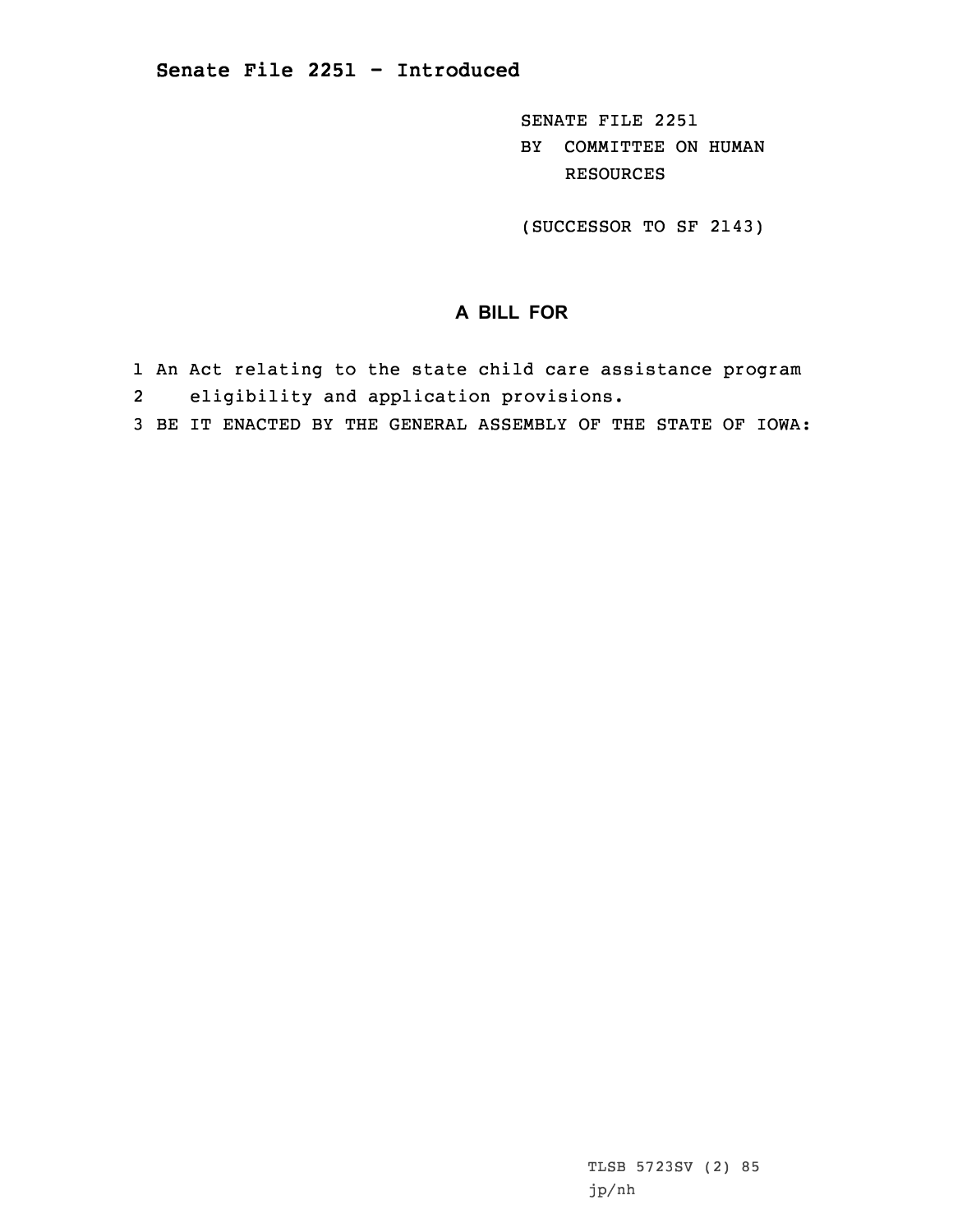# Senate File 2251 - Introduced

SENATE FILE 2251
BY COMMITTEE ON HUMAN RESOURCES

(SUCCESSOR TO SF 2143)

## A BILL FOR

1 An Act relating to the state child care assistance program
2 eligibility and application provisions.
3 BE IT ENACTED BY THE GENERAL ASSEMBLY OF THE STATE OF IOWA:

TLSB 5723SV (2) 85
jp/nh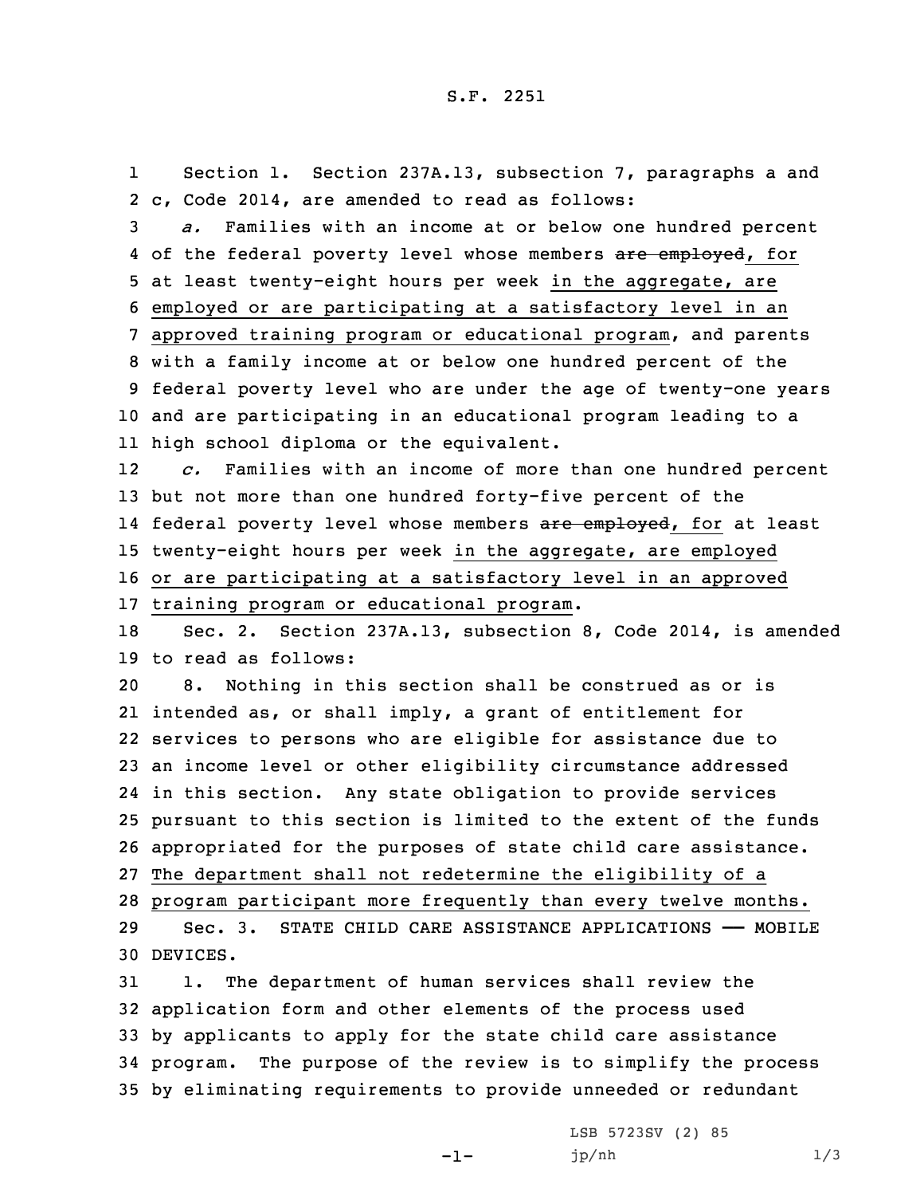Section 1. Section 237A.13, subsection 7, paragraphs a and c, Code 2014, are amended to read as follows:

*a.* Families with an income at or below one hundred percent of the federal poverty level whose members ~~are employed~~, for at least twenty-eight hours per week in the aggregate, are employed or are participating at a satisfactory level in an approved training program or educational program, and parents with a family income at or below one hundred percent of the federal poverty level who are under the age of twenty-one years and are participating in an educational program leading to a high school diploma or the equivalent.

*c.* Families with an income of more than one hundred percent but not more than one hundred forty-five percent of the federal poverty level whose members ~~are employed~~, for at least twenty-eight hours per week in the aggregate, are employed or are participating at a satisfactory level in an approved training program or educational program.

Sec. 2. Section 237A.13, subsection 8, Code 2014, is amended to read as follows:

8. Nothing in this section shall be construed as or is intended as, or shall imply, a grant of entitlement for services to persons who are eligible for assistance due to an income level or other eligibility circumstance addressed in this section. Any state obligation to provide services pursuant to this section is limited to the extent of the funds appropriated for the purposes of state child care assistance. The department shall not redetermine the eligibility of a program participant more frequently than every twelve months.

Sec. 3. STATE CHILD CARE ASSISTANCE APPLICATIONS —— MOBILE DEVICES.

1. The department of human services shall review the application form and other elements of the process used by applicants to apply for the state child care assistance program. The purpose of the review is to simplify the process by eliminating requirements to provide unneeded or redundant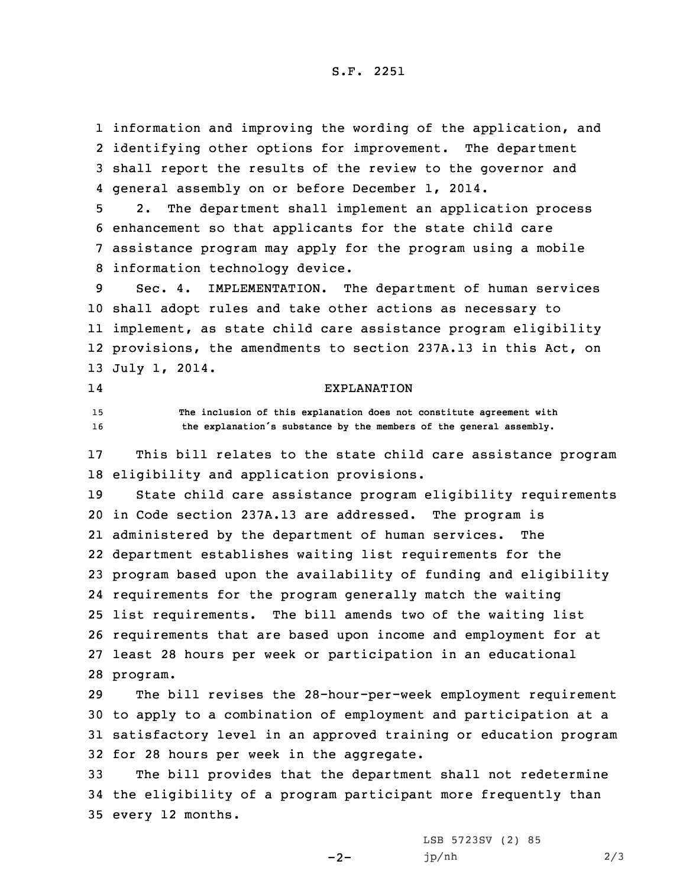information and improving the wording of the application, and identifying other options for improvement. The department shall report the results of the review to the governor and general assembly on or before December 1, 2014.

2. The department shall implement an application process enhancement so that applicants for the state child care assistance program may apply for the program using a mobile information technology device.

Sec. 4. IMPLEMENTATION. The department of human services shall adopt rules and take other actions as necessary to implement, as state child care assistance program eligibility provisions, the amendments to section 237A.13 in this Act, on July 1, 2014.

EXPLANATION

The inclusion of this explanation does not constitute agreement with the explanation's substance by the members of the general assembly.

This bill relates to the state child care assistance program eligibility and application provisions.

State child care assistance program eligibility requirements in Code section 237A.13 are addressed. The program is administered by the department of human services. The department establishes waiting list requirements for the program based upon the availability of funding and eligibility requirements for the program generally match the waiting list requirements. The bill amends two of the waiting list requirements that are based upon income and employment for at least 28 hours per week or participation in an educational program.

The bill revises the 28-hour-per-week employment requirement to apply to a combination of employment and participation at a satisfactory level in an approved training or education program for 28 hours per week in the aggregate.

The bill provides that the department shall not redetermine the eligibility of a program participant more frequently than every 12 months.

LSB 5723SV (2) 85
jp/nh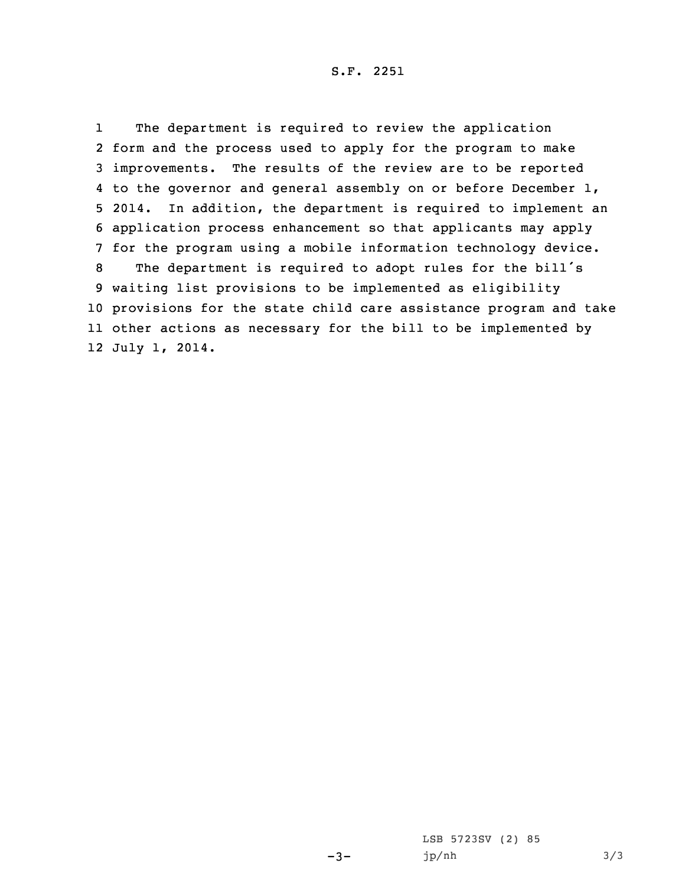The department is required to review the application form and the process used to apply for the program to make improvements. The results of the review are to be reported to the governor and general assembly on or before December 1, 2014. In addition, the department is required to implement an application process enhancement so that applicants may apply for the program using a mobile information technology device.

The department is required to adopt rules for the bill's waiting list provisions to be implemented as eligibility provisions for the state child care assistance program and take other actions as necessary for the bill to be implemented by July 1, 2014.

LSB 5723SV (2) 85
jp/nh